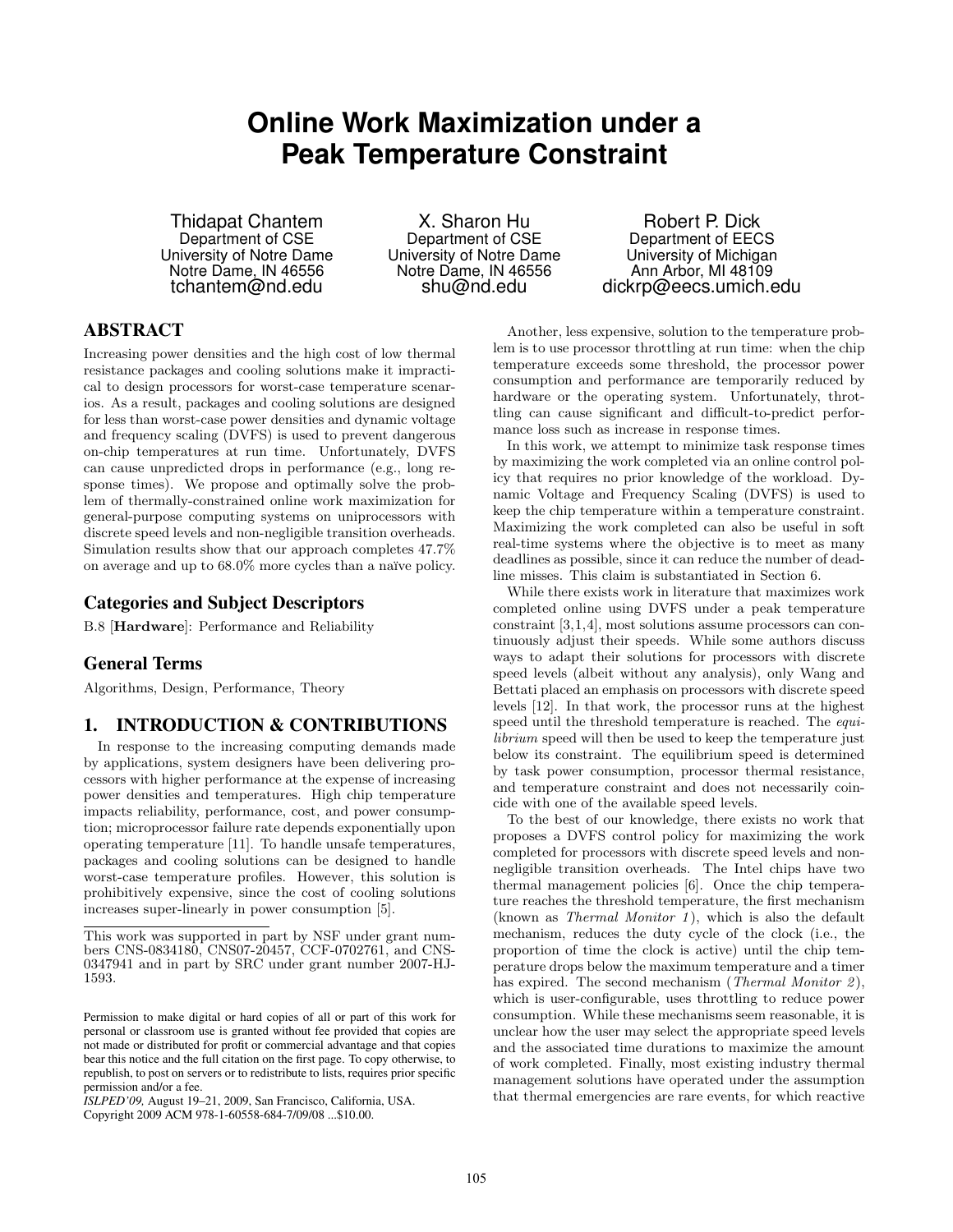# Online Work Maximization under a Peak Temperature Constraint

Thidapat Chantem
Department of CSE
University of Notre Dame
Notre Dame, IN 46556
tchantem@nd.edu

X. Sharon Hu
Department of CSE
University of Notre Dame
Notre Dame, IN 46556
shu@nd.edu

Robert P. Dick
Department of EECS
University of Michigan
Ann Arbor, MI 48109
dickrp@eecs.umich.edu

## ABSTRACT

Increasing power densities and the high cost of low thermal resistance packages and cooling solutions make it impractical to design processors for worst-case temperature scenarios. As a result, packages and cooling solutions are designed for less than worst-case power densities and dynamic voltage and frequency scaling (DVFS) is used to prevent dangerous on-chip temperatures at run time. Unfortunately, DVFS can cause unpredicted drops in performance (e.g., long response times). We propose and optimally solve the problem of thermally-constrained online work maximization for general-purpose computing systems on uniprocessors with discrete speed levels and non-negligible transition overheads. Simulation results show that our approach completes 47.7% on average and up to 68.0% more cycles than a naïve policy.

### Categories and Subject Descriptors

B.8 [**Hardware**]: Performance and Reliability

### General Terms

Algorithms, Design, Performance, Theory

## 1. INTRODUCTION & CONTRIBUTIONS

In response to the increasing computing demands made by applications, system designers have been delivering processors with higher performance at the expense of increasing power densities and temperatures. High chip temperature impacts reliability, performance, cost, and power consumption; microprocessor failure rate depends exponentially upon operating temperature [11]. To handle unsafe temperatures, packages and cooling solutions can be designed to handle worst-case temperature profiles. However, this solution is prohibitively expensive, since the cost of cooling solutions increases super-linearly in power consumption [5].

This work was supported in part by NSF under grant numbers CNS-0834180, CNS07-20457, CCF-0702761, and CNS-0347941 and in part by SRC under grant number 2007-HJ-1593.

Permission to make digital or hard copies of all or part of this work for personal or classroom use is granted without fee provided that copies are not made or distributed for profit or commercial advantage and that copies bear this notice and the full citation on the first page. To copy otherwise, to republish, to post on servers or to redistribute to lists, requires prior specific permission and/or a fee.
*ISLPED'09,* August 19–21, 2009, San Francisco, California, USA.
Copyright 2009 ACM 978-1-60558-684-7/09/08 ...$10.00.

Another, less expensive, solution to the temperature problem is to use processor throttling at run time: when the chip temperature exceeds some threshold, the processor power consumption and performance are temporarily reduced by hardware or the operating system. Unfortunately, throttling can cause significant and difficult-to-predict performance loss such as increase in response times.

In this work, we attempt to minimize task response times by maximizing the work completed via an online control policy that requires no prior knowledge of the workload. Dynamic Voltage and Frequency Scaling (DVFS) is used to keep the chip temperature within a temperature constraint. Maximizing the work completed can also be useful in soft real-time systems where the objective is to meet as many deadlines as possible, since it can reduce the number of deadline misses. This claim is substantiated in Section 6.

While there exists work in literature that maximizes work completed online using DVFS under a peak temperature constraint [3,1,4], most solutions assume processors can continuously adjust their speeds. While some authors discuss ways to adapt their solutions for processors with discrete speed levels (albeit without any analysis), only Wang and Bettati placed an emphasis on processors with discrete speed levels [12]. In that work, the processor runs at the highest speed until the threshold temperature is reached. The *equilibrium* speed will then be used to keep the temperature just below its constraint. The equilibrium speed is determined by task power consumption, processor thermal resistance, and temperature constraint and does not necessarily coincide with one of the available speed levels.

To the best of our knowledge, there exists no work that proposes a DVFS control policy for maximizing the work completed for processors with discrete speed levels and non-negligible transition overheads. The Intel chips have two thermal management policies [6]. Once the chip temperature reaches the threshold temperature, the first mechanism (known as *Thermal Monitor 1*), which is also the default mechanism, reduces the duty cycle of the clock (i.e., the proportion of time the clock is active) until the chip temperature drops below the maximum temperature and a timer has expired. The second mechanism (*Thermal Monitor 2*), which is user-configurable, uses throttling to reduce power consumption. While these mechanisms seem reasonable, it is unclear how the user may select the appropriate speed levels and the associated time durations to maximize the amount of work completed. Finally, most existing industry thermal management solutions have operated under the assumption that thermal emergencies are rare events, for which reactive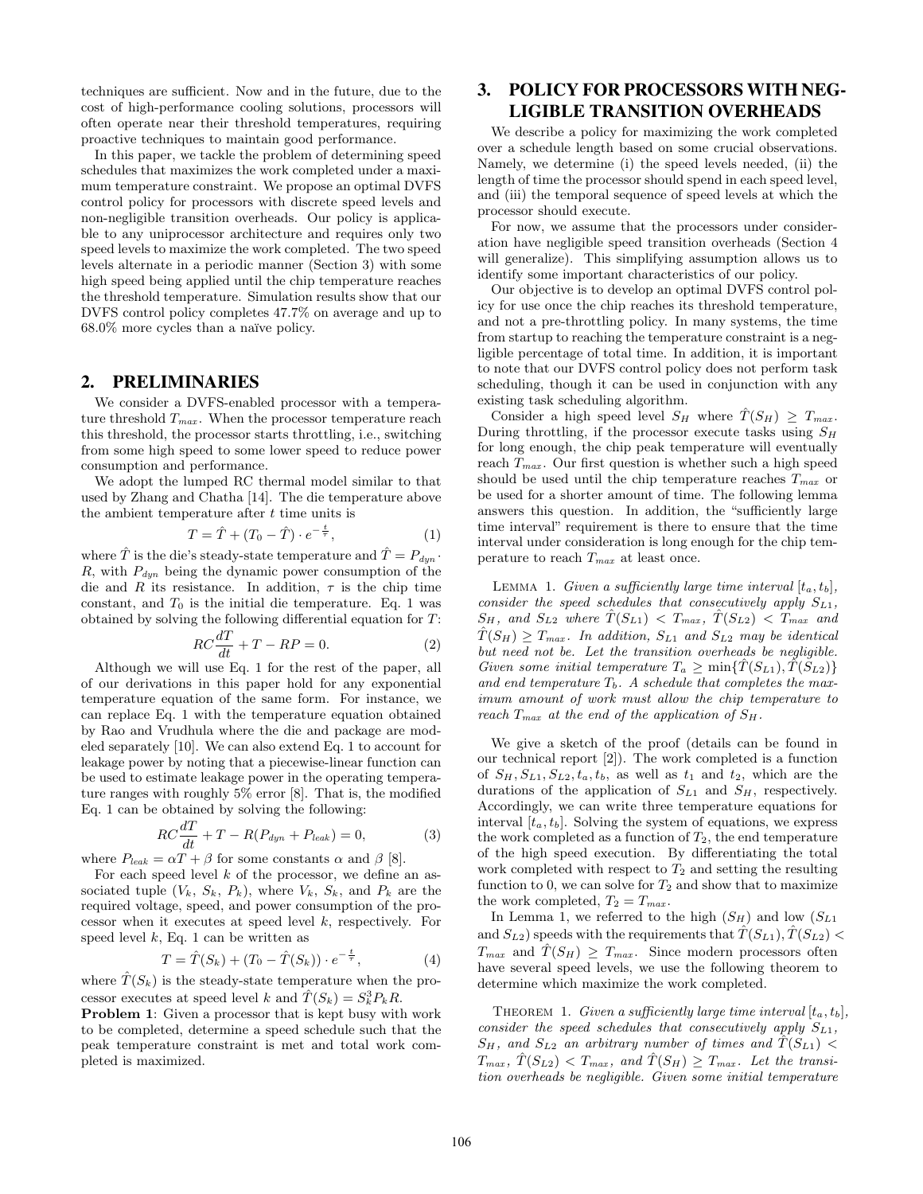techniques are sufficient. Now and in the future, due to the cost of high-performance cooling solutions, processors will often operate near their threshold temperatures, requiring proactive techniques to maintain good performance.

In this paper, we tackle the problem of determining speed schedules that maximizes the work completed under a maximum temperature constraint. We propose an optimal DVFS control policy for processors with discrete speed levels and non-negligible transition overheads. Our policy is applicable to any uniprocessor architecture and requires only two speed levels to maximize the work completed. The two speed levels alternate in a periodic manner (Section 3) with some high speed being applied until the chip temperature reaches the threshold temperature. Simulation results show that our DVFS control policy completes 47.7% on average and up to 68.0% more cycles than a naïve policy.

## 2. PRELIMINARIES

We consider a DVFS-enabled processor with a temperature threshold $T_{max}$. When the processor temperature reach this threshold, the processor starts throttling, i.e., switching from some high speed to some lower speed to reduce power consumption and performance.

We adopt the lumped RC thermal model similar to that used by Zhang and Chatha [14]. The die temperature above the ambient temperature after $t$ time units is

$$T = \hat{T} + (T_0 - \hat{T}) \cdot e^{-\frac{t}{\tau}}, \quad (1)$$

where $\hat{T}$ is the die's steady-state temperature and $\hat{T} = P_{dyn} \cdot R$, with $P_{dyn}$ being the dynamic power consumption of the die and $R$ its resistance. In addition, $\tau$ is the chip time constant, and $T_0$ is the initial die temperature. Eq. 1 was obtained by solving the following differential equation for $T$:

$$RC\frac{dT}{dt} + T - RP = 0. \quad (2)$$

Although we will use Eq. 1 for the rest of the paper, all of our derivations in this paper hold for any exponential temperature equation of the same form. For instance, we can replace Eq. 1 with the temperature equation obtained by Rao and Vrudhula where the die and package are modeled separately [10]. We can also extend Eq. 1 to account for leakage power by noting that a piecewise-linear function can be used to estimate leakage power in the operating temperature ranges with roughly 5% error [8]. That is, the modified Eq. 1 can be obtained by solving the following:

$$RC\frac{dT}{dt} + T - R(P_{dyn} + P_{leak}) = 0, \quad (3)$$

where $P_{leak} = \alpha T + \beta$ for some constants $\alpha$ and $\beta$ [8].

For each speed level $k$ of the processor, we define an associated tuple $(V_k, S_k, P_k)$, where $V_k$, $S_k$, and $P_k$ are the required voltage, speed, and power consumption of the processor when it executes at speed level $k$, respectively. For speed level $k$, Eq. 1 can be written as

$$T = \hat{T}(S_k) + (T_0 - \hat{T}(S_k)) \cdot e^{-\frac{t}{\tau}}, \quad (4)$$

where $\hat{T}(S_k)$ is the steady-state temperature when the processor executes at speed level $k$ and $\hat{T}(S_k) = S_k^3 P_k R$.

**Problem 1**: Given a processor that is kept busy with work to be completed, determine a speed schedule such that the peak temperature constraint is met and total work completed is maximized.

## 3. POLICY FOR PROCESSORS WITH NEGLIGIBLE TRANSITION OVERHEADS

We describe a policy for maximizing the work completed over a schedule length based on some crucial observations. Namely, we determine (i) the speed levels needed, (ii) the length of time the processor should spend in each speed level, and (iii) the temporal sequence of speed levels at which the processor should execute.

For now, we assume that the processors under consideration have negligible speed transition overheads (Section 4 will generalize). This simplifying assumption allows us to identify some important characteristics of our policy.

Our objective is to develop an optimal DVFS control policy for use once the chip reaches its threshold temperature, and not a pre-throttling policy. In many systems, the time from startup to reaching the temperature constraint is a negligible percentage of total time. In addition, it is important to note that our DVFS control policy does not perform task scheduling, though it can be used in conjunction with any existing task scheduling algorithm.

Consider a high speed level $S_H$ where $\hat{T}(S_H) \geq T_{max}$. During throttling, if the processor execute tasks using $S_H$ for long enough, the chip peak temperature will eventually reach $T_{max}$. Our first question is whether such a high speed should be used until the chip temperature reaches $T_{max}$ or be used for a shorter amount of time. The following lemma answers this question. In addition, the "sufficiently large time interval" requirement is there to ensure that the time interval under consideration is long enough for the chip temperature to reach $T_{max}$ at least once.

Lemma 1. *Given a sufficiently large time interval $[t_a, t_b]$, consider the speed schedules that consecutively apply $S_{L1}$, $S_H$, and $S_{L2}$ where $\hat{T}(S_{L1}) < T_{max}$, $\hat{T}(S_{L2}) < T_{max}$ and $\hat{T}(S_H) \geq T_{max}$. In addition, $S_{L1}$ and $S_{L2}$ may be identical but need not be. Let the transition overheads be negligible. Given some initial temperature $T_a \geq \min\{\hat{T}(S_{L1}), \hat{T}(S_{L2})\}$ and end temperature $T_b$. A schedule that completes the maximum amount of work must allow the chip temperature to reach $T_{max}$ at the end of the application of $S_H$.*

We give a sketch of the proof (details can be found in our technical report [2]). The work completed is a function of $S_H, S_{L1}, S_{L2}, t_a, t_b$, as well as $t_1$ and $t_2$, which are the durations of the application of $S_{L1}$ and $S_H$, respectively. Accordingly, we can write three temperature equations for interval $[t_a, t_b]$. Solving the system of equations, we express the work completed as a function of $T_2$, the end temperature of the high speed execution. By differentiating the total work completed with respect to $T_2$ and setting the resulting function to 0, we can solve for $T_2$ and show that to maximize the work completed, $T_2 = T_{max}$.

In Lemma 1, we referred to the high ($S_H$) and low ($S_{L1}$ and $S_{L2}$) speeds with the requirements that $\hat{T}(S_{L1}), \hat{T}(S_{L2}) < T_{max}$ and $\hat{T}(S_H) \geq T_{max}$. Since modern processors often have several speed levels, we use the following theorem to determine which maximize the work completed.

Theorem 1. *Given a sufficiently large time interval $[t_a, t_b]$, consider the speed schedules that consecutively apply $S_{L1}$, $S_H$, and $S_{L2}$ an arbitrary number of times and $\hat{T}(S_{L1}) < T_{max}$, $\hat{T}(S_{L2}) < T_{max}$, and $\hat{T}(S_H) \geq T_{max}$. Let the transition overheads be negligible. Given some initial temperature*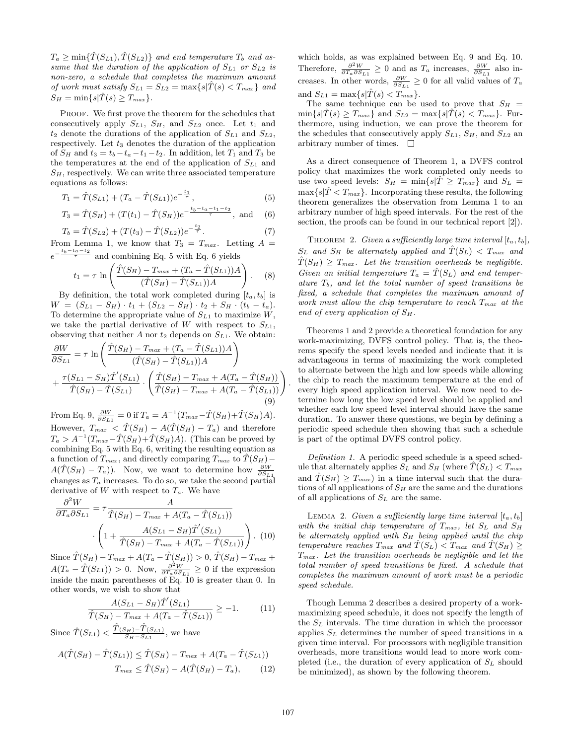$T_a \geq \min\{\hat{T}(S_{L1}), \hat{T}(S_{L2})\}$ *and end temperature* $T_b$ *and assume that the duration of the application of* $S_{L1}$ *or* $S_{L2}$ *is non-zero, a schedule that completes the maximum amount of work must satisfy* $S_{L1} = S_{L2} = \max\{s|\hat{T}(s) < T_{max}\}$ *and* $S_H = \min\{s|\hat{T}(s) \geq T_{max}\}$.

PROOF. We first prove the theorem for the schedules that consecutively apply $S_{L1}$, $S_H$, and $S_{L2}$ once. Let $t_1$ and $t_2$ denote the durations of the application of $S_{L1}$ and $S_{L2}$, respectively. Let $t_3$ denotes the duration of the application of $S_H$ and $t_3 = t_b - t_a - t_1 - t_2$. In addition, let $T_1$ and $T_3$ be the temperatures at the end of the application of $S_{L1}$ and $S_H$, respectively. We can write three associated temperature equations as follows:

$$T_1 = \hat{T}(S_{L1}) + (T_a - \hat{T}(S_{L1}))e^{-\frac{t_1}{\tau}}, \quad (5)$$

$$T_3 = \hat{T}(S_H) + (T(t_1) - \hat{T}(S_H))e^{-\frac{t_b - t_a - t_1 - t_2}{\tau}}, \text{ and} \quad (6)$$

$$T_b = \hat{T}(S_{L2}) + (T(t_3) - \hat{T}(S_{L2}))e^{-\frac{t_2}{\tau}}. \quad (7)$$

From Lemma 1, we know that $T_3 = T_{max}$. Letting $A = e^{-\frac{t_b - t_a - t_2}{\tau}}$ and combining Eq. 5 with Eq. 6 yields

$$t_1 = \tau \ln\left(\frac{\hat{T}(S_H) - T_{max} + (T_a - \hat{T}(S_{L1}))A}{(\hat{T}(S_H) - \hat{T}(S_{L1}))A}\right). \quad (8)$$

By definition, the total work completed during $[t_a, t_b]$ is $W = (S_{L1} - S_H) \cdot t_1 + (S_{L2} - S_H) \cdot t_2 + S_H \cdot (t_b - t_a)$. To determine the appropriate value of $S_{L1}$ to maximize $W$, we take the partial derivative of $W$ with respect to $S_{L1}$, observing that neither $A$ nor $t_2$ depends on $S_{L1}$. We obtain:

$$\frac{\partial W}{\partial S_{L1}} = \tau \ln\left(\frac{\hat{T}(S_H) - T_{max} + (T_a - \hat{T}(S_{L1}))A}{(\hat{T}(S_H) - \hat{T}(S_{L1}))A}\right)$$
$$+ \frac{\tau(S_{L1} - S_H)\hat{T}'(S_{L1})}{\hat{T}(S_H) - \hat{T}(S_{L1})} \cdot \left(\frac{\hat{T}(S_H) - T_{max} + A(T_a - \hat{T}(S_H))}{\hat{T}(S_H) - T_{max} + A(T_a - \hat{T}(S_{L1}))}\right). \quad (9)$$

From Eq. 9, $\frac{\partial W}{\partial S_{L1}} = 0$ if $T_a = A^{-1}(T_{max} - \hat{T}(S_H) + \hat{T}(S_H)A)$. However, $T_{max} < \hat{T}(S_H) - A(\hat{T}(S_H) - T_a)$ and therefore $T_a > A^{-1}(T_{max} - \hat{T}(S_H) + \hat{T}(S_H)A)$. (This can be proved by combining Eq. 5 with Eq. 6, writing the resulting equation as a function of $T_{max}$, and directly comparing $T_{max}$ to $\hat{T}(S_H) - A(\hat{T}(S_H) - T_a)$). Now, we want to determine how $\frac{\partial W}{\partial S_{L1}}$ changes as $T_a$ increases. To do so, we take the second partial derivative of $W$ with respect to $T_a$. We have

$$\frac{\partial^2 W}{\partial T_a \partial S_{L1}} = \tau \frac{A}{\hat{T}(S_H) - T_{max} + A(T_a - \hat{T}(S_{L1}))}$$
$$\cdot \left(1 + \frac{A(S_{L1} - S_H)\hat{T}'(S_{L1})}{\hat{T}(S_H) - T_{max} + A(T_a - \hat{T}(S_{L1}))}\right). \quad (10)$$

Since $\hat{T}(S_H) - T_{max} + A(T_a - \hat{T}(S_H)) > 0$, $\hat{T}(S_H) - T_{max} + A(T_a - \hat{T}(S_{L1})) > 0$. Now, $\frac{\partial^2 W}{\partial T_a \partial S_{L1}} \geq 0$ if the expression inside the main parentheses of Eq. 10 is greater than 0. In other words, we wish to show that

$$\frac{A(S_{L1} - S_H)\hat{T}'(S_{L1})}{\hat{T}(S_H) - T_{max} + A(T_a - \hat{T}(S_{L1}))} \geq -1. \quad (11)$$

Since $\hat{T}(S_{L1}) < \frac{\hat{T}(S_H) - \hat{T}(S_{L1})}{S_H - S_{L1}}$, we have

$$A(\hat{T}(S_H) - \hat{T}(S_{L1})) \leq \hat{T}(S_H) - T_{max} + A(T_a - \hat{T}(S_{L1}))$$
$$T_{max} \leq \hat{T}(S_H) - A(\hat{T}(S_H) - T_a), \quad (12)$$

which holds, as was explained between Eq. 9 and Eq. 10. Therefore, $\frac{\partial^2 W}{\partial T_a \partial S_{L1}} \geq 0$ and as $T_a$ increases, $\frac{\partial W}{\partial S_{L1}}$ also increases. In other words, $\frac{\partial W}{\partial S_{L1}} \geq 0$ for all valid values of $T_a$ and $S_{L1} = \max\{s|\hat{T}(s) < T_{max}\}$.

The same technique can be used to prove that $S_H = \min\{s|\hat{T}(s) \geq T_{max}\}$ and $S_{L2} = \max\{s|\hat{T}(s) < T_{max}\}$. Furthermore, using induction, we can prove the theorem for the schedules that consecutively apply $S_{L1}$, $S_H$, and $S_{L2}$ an arbitrary number of times. □

As a direct consequence of Theorem 1, a DVFS control policy that maximizes the work completed only needs to use two speed levels: $S_H = \min\{s|\hat{T} \geq T_{max}\}$ and $S_L = \max\{s|\hat{T} < T_{max}\}$. Incorporating these results, the following theorem generalizes the observation from Lemma 1 to an arbitrary number of high speed intervals. For the rest of the section, the proofs can be found in our technical report [2]).

THEOREM 2. *Given a sufficiently large time interval* $[t_a, t_b]$, $S_L$ *and* $S_H$ *be alternately applied and* $\hat{T}(S_L) < T_{max}$ *and* $\hat{T}(S_H) \geq T_{max}$. *Let the transition overheads be negligible. Given an initial temperature* $T_a = \hat{T}(S_L)$ *and end temperature* $T_b$, *and let the total number of speed transitions be fixed, a schedule that completes the maximum amount of work must allow the chip temperature to reach* $T_{max}$ *at the end of every application of* $S_H$.

Theorems 1 and 2 provide a theoretical foundation for any work-maximizing, DVFS control policy. That is, the theorems specify the speed levels needed and indicate that it is advantageous in terms of maximizing the work completed to alternate between the high and low speeds while allowing the chip to reach the maximum temperature at the end of every high speed application interval. We now need to determine how long the low speed level should be applied and whether each low speed level interval should have the same duration. To answer these questions, we begin by defining a periodic speed schedule then showing that such a schedule is part of the optimal DVFS control policy.

*Definition 1.* A periodic speed schedule is a speed schedule that alternately applies $S_L$ and $S_H$ (where $\hat{T}(S_L) < T_{max}$ and $\hat{T}(S_H) \geq T_{max}$) in a time interval such that the durations of all applications of $S_H$ are the same and the durations of all applications of $S_L$ are the same.

LEMMA 2. *Given a sufficiently large time interval* $[t_a, t_b]$ *with the initial chip temperature of* $T_{max}$, *let* $S_L$ *and* $S_H$ *be alternately applied with* $S_H$ *being applied until the chip temperature reaches* $T_{max}$ *and* $\hat{T}(S_L) < T_{max}$ *and* $\hat{T}(S_H) \geq T_{max}$. *Let the transition overheads be negligible and let the total number of speed transitions be fixed. A schedule that completes the maximum amount of work must be a periodic speed schedule.*

Though Lemma 2 describes a desired property of a work-maximizing speed schedule, it does not specify the length of the $S_L$ intervals. The time duration in which the processor applies $S_L$ determines the number of speed transitions in a given time interval. For processors with negligible transition overheads, more transitions would lead to more work completed (i.e., the duration of every application of $S_L$ should be minimized), as shown by the following theorem.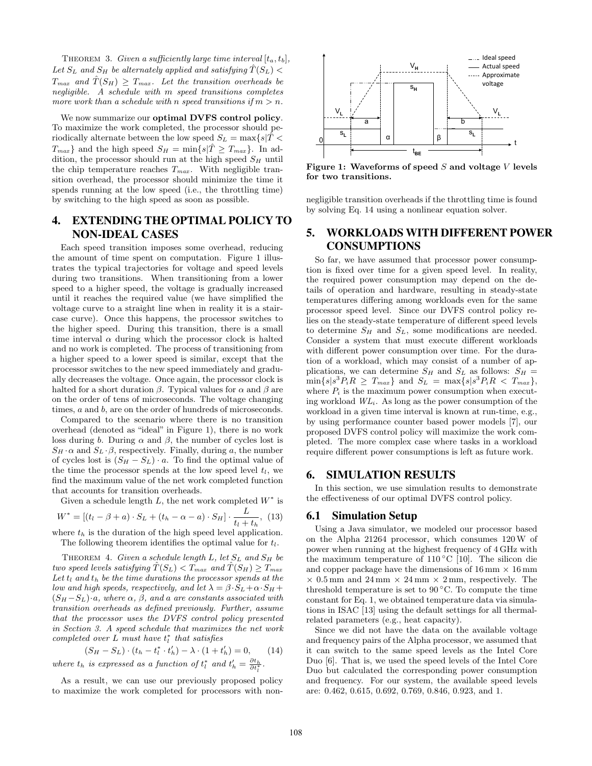THEOREM 3. *Given a sufficiently large time interval $[t_a, t_b]$, Let $S_L$ and $S_H$ be alternately applied and satisfying $\hat{T}(S_L) < T_{max}$ and $\hat{T}(S_H) \geq T_{max}$. Let the transition overheads be negligible. A schedule with $m$ speed transitions completes more work than a schedule with $n$ speed transitions if $m > n$.*

We now summarize our **optimal DVFS control policy**. To maximize the work completed, the processor should periodically alternate between the low speed $S_L = \max\{s|\hat{T} < T_{max}\}$ and the high speed $S_H = \min\{s|\hat{T} \geq T_{max}\}$. In addition, the processor should run at the high speed $S_H$ until the chip temperature reaches $T_{max}$. With negligible transition overhead, the processor should minimize the time it spends running at the low speed (i.e., the throttling time) by switching to the high speed as soon as possible.

# 4. EXTENDING THE OPTIMAL POLICY TO NON-IDEAL CASES

Each speed transition imposes some overhead, reducing the amount of time spent on computation. Figure 1 illustrates the typical trajectories for voltage and speed levels during two transitions. When transitioning from a lower speed to a higher speed, the voltage is gradually increased until it reaches the required value (we have simplified the voltage curve to a straight line when in reality it is a staircase curve). Once this happens, the processor switches to the higher speed. During this transition, there is a small time interval $\alpha$ during which the processor clock is halted and no work is completed. The process of transitioning from a higher speed to a lower speed is similar, except that the processor switches to the new speed immediately and gradually decreases the voltage. Once again, the processor clock is halted for a short duration $\beta$. Typical values for $\alpha$ and $\beta$ are on the order of tens of microseconds. The voltage changing times, $a$ and $b$, are on the order of hundreds of microseconds.

Compared to the scenario where there is no transition overhead (denoted as "ideal" in Figure 1), there is no work loss during $b$. During $\alpha$ and $\beta$, the number of cycles lost is $S_H \cdot \alpha$ and $S_L \cdot \beta$, respectively. Finally, during $a$, the number of cycles lost is $(S_H - S_L) \cdot a$. To find the optimal value of the time the processor spends at the low speed level $t_l$, we find the maximum value of the net work completed function that accounts for transition overheads.

Given a schedule length $L$, the net work completed $W^*$ is

$$W^* = [(t_l - \beta + a) \cdot S_L + (t_h - \alpha - a) \cdot S_H] \cdot \frac{L}{t_l + t_h}, \quad (13)$$

where $t_h$ is the duration of the high speed level application.

The following theorem identifies the optimal value for $t_l$.

THEOREM 4. *Given a schedule length $L$, let $S_L$ and $S_H$ be two speed levels satisfying $\hat{T}(S_L) < T_{max}$ and $\hat{T}(S_H) \geq T_{max}$ Let $t_l$ and $t_h$ be the time durations the processor spends at the low and high speeds, respectively, and let $\lambda = \beta \cdot S_L + \alpha \cdot S_H + (S_H - S_L) \cdot a$, where $\alpha$, $\beta$, and $a$ are constants associated with transition overheads as defined previously. Further, assume that the processor uses the DVFS control policy presented in Section 3. A speed schedule that maximizes the net work completed over $L$ must have $t_l^*$ that satisfies*

$$(S_H - S_L) \cdot (t_h - t_l^* \cdot t_h') - \lambda \cdot (1 + t_h') = 0, \quad (14)$$

*where $t_h$ is expressed as a function of $t_l^*$ and $t_h' = \frac{\partial t_h}{\partial t_l^*}$.*

As a result, we can use our previously proposed policy to maximize the work completed for processors with non-negligible transition overheads if the throttling time is found by solving Eq. 14 using a nonlinear equation solver.

**Figure 1: Waveforms of speed $S$ and voltage $V$ levels for two transitions.**

# 5. WORKLOADS WITH DIFFERENT POWER CONSUMPTIONS

So far, we have assumed that processor power consumption is fixed over time for a given speed level. In reality, the required power consumption may depend on the details of operation and hardware, resulting in steady-state temperatures differing among workloads even for the same processor speed level. Since our DVFS control policy relies on the steady-state temperature of different speed levels to determine $S_H$ and $S_L$, some modifications are needed. Consider a system that must execute different workloads with different power consumption over time. For the duration of a workload, which may consist of a number of applications, we can determine $S_H$ and $S_L$ as follows: $S_H = \min\{s|s^3 P_i R \geq T_{max}\}$ and $S_L = \max\{s|s^3 P_i R < T_{max}\}$, where $P_i$ is the maximum power consumption when executing workload $WL_i$. As long as the power consumption of the workload in a given time interval is known at run-time, e.g., by using performance counter based power models [7], our proposed DVFS control policy will maximize the work completed. The more complex case where tasks in a workload require different power consumptions is left as future work.

# 6. SIMULATION RESULTS

In this section, we use simulation results to demonstrate the effectiveness of our optimal DVFS control policy.

## 6.1 Simulation Setup

Using a Java simulator, we modeled our processor based on the Alpha 21264 processor, which consumes 120 W of power when running at the highest frequency of 4 GHz with the maximum temperature of 110 °C [10]. The silicon die and copper package have the dimensions of 16 mm × 16 mm × 0.5 mm and 24 mm × 24 mm × 2 mm, respectively. The threshold temperature is set to 90 °C. To compute the time constant for Eq. 1, we obtained temperature data via simulations in ISAC [13] using the default settings for all thermal-related parameters (e.g., heat capacity).

Since we did not have the data on the available voltage and frequency pairs of the Alpha processor, we assumed that it can switch to the same speed levels as the Intel Core Duo [6]. That is, we used the speed levels of the Intel Core Duo but calculated the corresponding power consumption and frequency. For our system, the available speed levels are: 0.462, 0.615, 0.692, 0.769, 0.846, 0.923, and 1.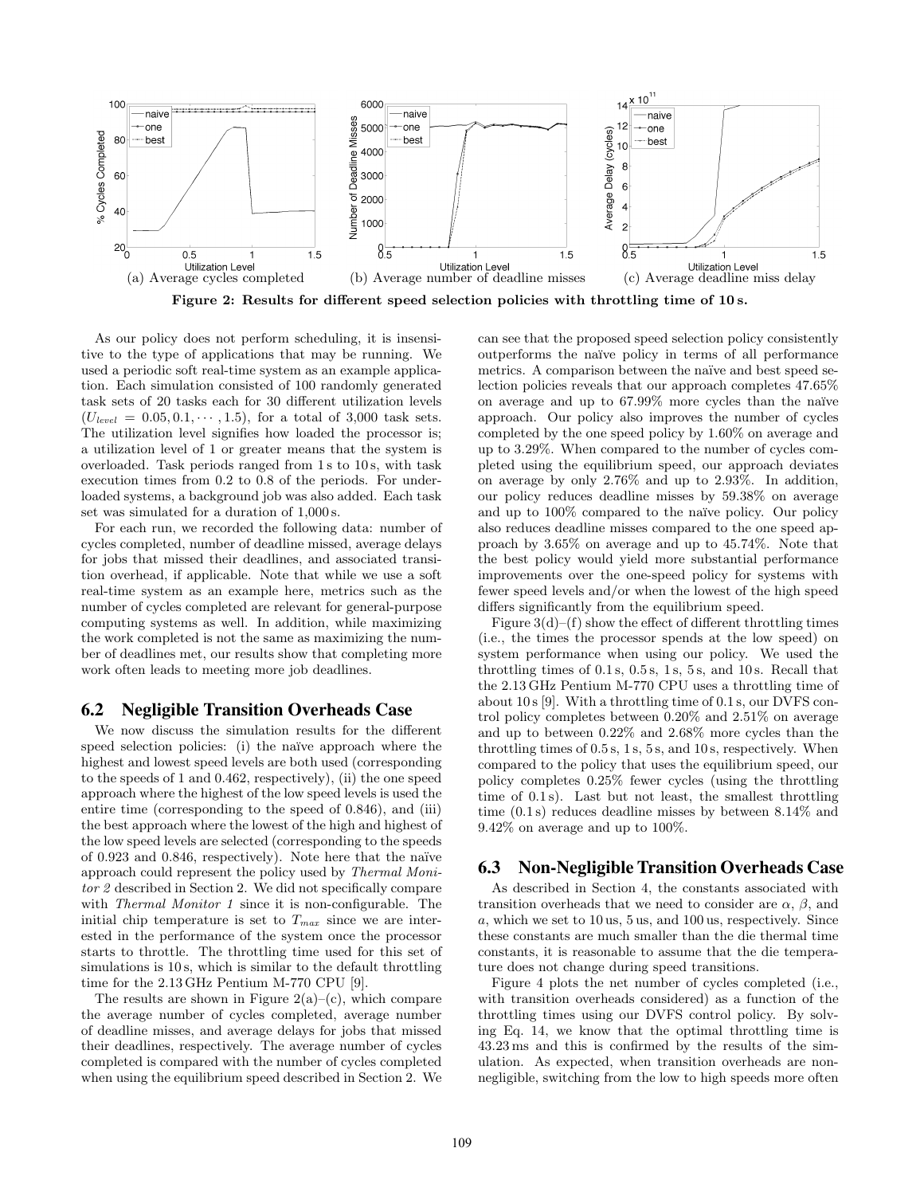(a) Average cycles completed (b) Average number of deadline misses (c) Average deadline miss delay

**Figure 2: Results for different speed selection policies with throttling time of 10 s.**

As our policy does not perform scheduling, it is insensitive to the type of applications that may be running. We used a periodic soft real-time system as an example application. Each simulation consisted of 100 randomly generated task sets of 20 tasks each for 30 different utilization levels ($U_{level} = 0.05, 0.1, \cdots, 1.5$), for a total of 3,000 task sets. The utilization level signifies how loaded the processor is; a utilization level of 1 or greater means that the system is overloaded. Task periods ranged from 1 s to 10 s, with task execution times from 0.2 to 0.8 of the periods. For underloaded systems, a background job was also added. Each task set was simulated for a duration of 1,000 s.

For each run, we recorded the following data: number of cycles completed, number of deadline missed, average delays for jobs that missed their deadlines, and associated transition overhead, if applicable. Note that while we use a soft real-time system as an example here, metrics such as the number of cycles completed are relevant for general-purpose computing systems as well. In addition, while maximizing the work completed is not the same as maximizing the number of deadlines met, our results show that completing more work often leads to meeting more job deadlines.

## 6.2 Negligible Transition Overheads Case

We now discuss the simulation results for the different speed selection policies: (i) the naïve approach where the highest and lowest speed levels are both used (corresponding to the speeds of 1 and 0.462, respectively), (ii) the one speed approach where the highest of the low speed levels is used the entire time (corresponding to the speed of 0.846), and (iii) the best approach where the lowest of the high and highest of the low speed levels are selected (corresponding to the speeds of 0.923 and 0.846, respectively). Note here that the naïve approach could represent the policy used by *Thermal Monitor 2* described in Section 2. We did not specifically compare with *Thermal Monitor 1* since it is non-configurable. The initial chip temperature is set to $T_{max}$ since we are interested in the performance of the system once the processor starts to throttle. The throttling time used for this set of simulations is 10 s, which is similar to the default throttling time for the 2.13 GHz Pentium M-770 CPU [9].

The results are shown in Figure 2(a)–(c), which compare the average number of cycles completed, average number of deadline misses, and average delays for jobs that missed their deadlines, respectively. The average number of cycles completed is compared with the number of cycles completed when using the equilibrium speed described in Section 2. We can see that the proposed speed selection policy consistently outperforms the naïve policy in terms of all performance metrics. A comparison between the naïve and best speed selection policies reveals that our approach completes 47.65% on average and up to 67.99% more cycles than the naïve approach. Our policy also improves the number of cycles completed by the one speed policy by 1.60% on average and up to 3.29%. When compared to the number of cycles completed using the equilibrium speed, our approach deviates on average by only 2.76% and up to 2.93%. In addition, our policy reduces deadline misses by 59.38% on average and up to 100% compared to the naïve policy. Our policy also reduces deadline misses compared to the one speed approach by 3.65% on average and up to 45.74%. Note that the best policy would yield more substantial performance improvements over the one-speed policy for systems with fewer speed levels and/or when the lowest of the high speed differs significantly from the equilibrium speed.

Figure 3(d)–(f) show the effect of different throttling times (i.e., the times the processor spends at the low speed) on system performance when using our policy. We used the throttling times of 0.1 s, 0.5 s, 1 s, 5 s, and 10 s. Recall that the 2.13 GHz Pentium M-770 CPU uses a throttling time of about 10 s [9]. With a throttling time of 0.1 s, our DVFS control policy completes between 0.20% and 2.51% on average and up to between 0.22% and 2.68% more cycles than the throttling times of 0.5 s, 1 s, 5 s, and 10 s, respectively. When compared to the policy that uses the equilibrium speed, our policy completes 0.25% fewer cycles (using the throttling time of 0.1 s). Last but not least, the smallest throttling time (0.1 s) reduces deadline misses by between 8.14% and 9.42% on average and up to 100%.

## 6.3 Non-Negligible Transition Overheads Case

As described in Section 4, the constants associated with transition overheads that we need to consider are $\alpha$, $\beta$, and $a$, which we set to 10 us, 5 us, and 100 us, respectively. Since these constants are much smaller than the die thermal time constants, it is reasonable to assume that the die temperature does not change during speed transitions.

Figure 4 plots the net number of cycles completed (i.e., with transition overheads considered) as a function of the throttling times using our DVFS control policy. By solving Eq. 14, we know that the optimal throttling time is 43.23 ms and this is confirmed by the results of the simulation. As expected, when transition overheads are non-negligible, switching from the low to high speeds more often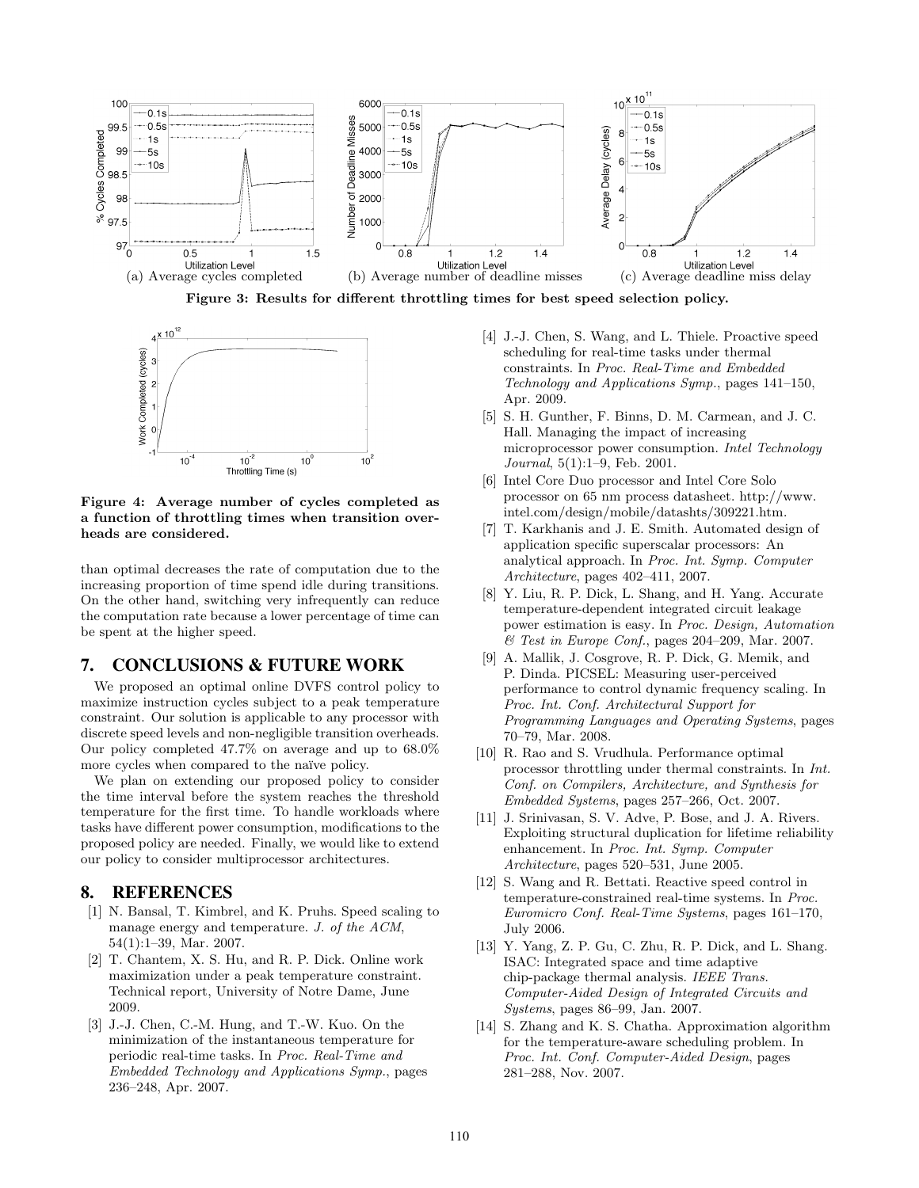100
99.5
99
98.5
98
97.5
97
% Cycles Completed
0
0.5
1
1.5
Utilization Level
0.1s
0.5s
1s
5s
10s

(a) Average cycles completed

6000
5000
4000
3000
2000
1000
0
Number of Deadline Misses
0.8
1
1.2
1.4
Utilization Level
0.1s
0.5s
1s
5s
10s

(b) Average number of deadline misses

10 x 10^11
8
6
4
2
0
Average Delay (cycles)
0.8
1
1.2
1.4
Utilization Level
0.1s
0.5s
1s
5s
10s

(c) Average deadline miss delay

**Figure 3: Results for different throttling times for best speed selection policy.**

4 x 10^12
3
2
1
0
-1
Work Completed (cycles)
10^-4
10^-2
10^0
10^2
Throttling Time (s)

**Figure 4: Average number of cycles completed as a function of throttling times when transition overheads are considered.**

than optimal decreases the rate of computation due to the increasing proportion of time spend idle during transitions. On the other hand, switching very infrequently can reduce the computation rate because a lower percentage of time can be spent at the higher speed.

## 7. CONCLUSIONS & FUTURE WORK

We proposed an optimal online DVFS control policy to maximize instruction cycles subject to a peak temperature constraint. Our solution is applicable to any processor with discrete speed levels and non-negligible transition overheads. Our policy completed 47.7% on average and up to 68.0% more cycles when compared to the naïve policy.

We plan on extending our proposed policy to consider the time interval before the system reaches the threshold temperature for the first time. To handle workloads where tasks have different power consumption, modifications to the proposed policy are needed. Finally, we would like to extend our policy to consider multiprocessor architectures.

## 8. REFERENCES

[1] N. Bansal, T. Kimbrel, and K. Pruhs. Speed scaling to manage energy and temperature. *J. of the ACM*, 54(1):1–39, Mar. 2007.

[2] T. Chantem, X. S. Hu, and R. P. Dick. Online work maximization under a peak temperature constraint. Technical report, University of Notre Dame, June 2009.

[3] J.-J. Chen, C.-M. Hung, and T.-W. Kuo. On the minimization of the instantaneous temperature for periodic real-time tasks. In *Proc. Real-Time and Embedded Technology and Applications Symp.*, pages 236–248, Apr. 2007.

[4] J.-J. Chen, S. Wang, and L. Thiele. Proactive speed scheduling for real-time tasks under thermal constraints. In *Proc. Real-Time and Embedded Technology and Applications Symp.*, pages 141–150, Apr. 2009.

[5] S. H. Gunther, F. Binns, D. M. Carmean, and J. C. Hall. Managing the impact of increasing microprocessor power consumption. *Intel Technology Journal*, 5(1):1–9, Feb. 2001.

[6] Intel Core Duo processor and Intel Core Solo processor on 65 nm process datasheet. http://www.intel.com/design/mobile/datashts/309221.htm.

[7] T. Karkhanis and J. E. Smith. Automated design of application specific superscalar processors: An analytical approach. In *Proc. Int. Symp. Computer Architecture*, pages 402–411, 2007.

[8] Y. Liu, R. P. Dick, L. Shang, and H. Yang. Accurate temperature-dependent integrated circuit leakage power estimation is easy. In *Proc. Design, Automation & Test in Europe Conf.*, pages 204–209, Mar. 2007.

[9] A. Mallik, J. Cosgrove, R. P. Dick, G. Memik, and P. Dinda. PICSEL: Measuring user-perceived performance to control dynamic frequency scaling. In *Proc. Int. Conf. Architectural Support for Programming Languages and Operating Systems*, pages 70–79, Mar. 2008.

[10] R. Rao and S. Vrudhula. Performance optimal processor throttling under thermal constraints. In *Int. Conf. on Compilers, Architecture, and Synthesis for Embedded Systems*, pages 257–266, Oct. 2007.

[11] J. Srinivasan, S. V. Adve, P. Bose, and J. A. Rivers. Exploiting structural duplication for lifetime reliability enhancement. In *Proc. Int. Symp. Computer Architecture*, pages 520–531, June 2005.

[12] S. Wang and R. Bettati. Reactive speed control in temperature-constrained real-time systems. In *Proc. Euromicro Conf. Real-Time Systems*, pages 161–170, July 2006.

[13] Y. Yang, Z. P. Gu, C. Zhu, R. P. Dick, and L. Shang. ISAC: Integrated space and time adaptive chip-package thermal analysis. *IEEE Trans. Computer-Aided Design of Integrated Circuits and Systems*, pages 86–99, Jan. 2007.

[14] S. Zhang and K. S. Chatha. Approximation algorithm for the temperature-aware scheduling problem. In *Proc. Int. Conf. Computer-Aided Design*, pages 281–288, Nov. 2007.